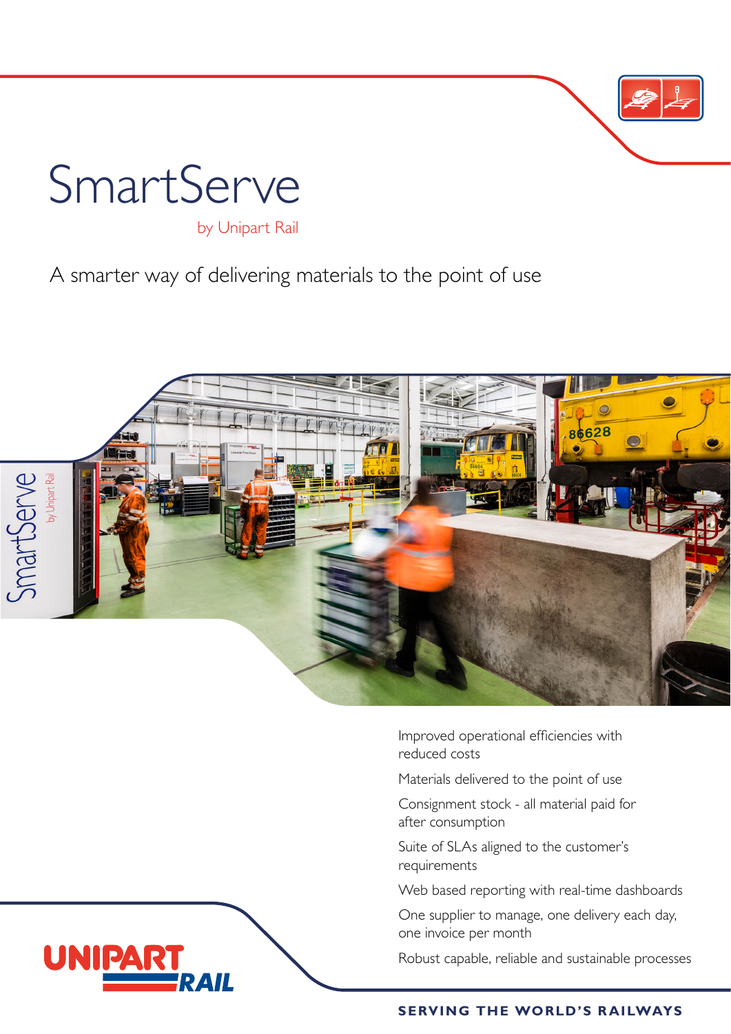# SmartServe

by Unipart Rail

## A smarter way of delivering materials to the point of use

- Improved operational efficiencies with reduced costs
- Materials delivered to the point of use
- Consignment stock - all material paid for after consumption
- Suite of SLAs aligned to the customer's requirements
- Web based reporting with real-time dashboards
- One supplier to manage, one delivery each day, one invoice per month
- Robust capable, reliable and sustainable processes

UNIPART RAIL

**SERVING THE WORLD'S RAILWAYS**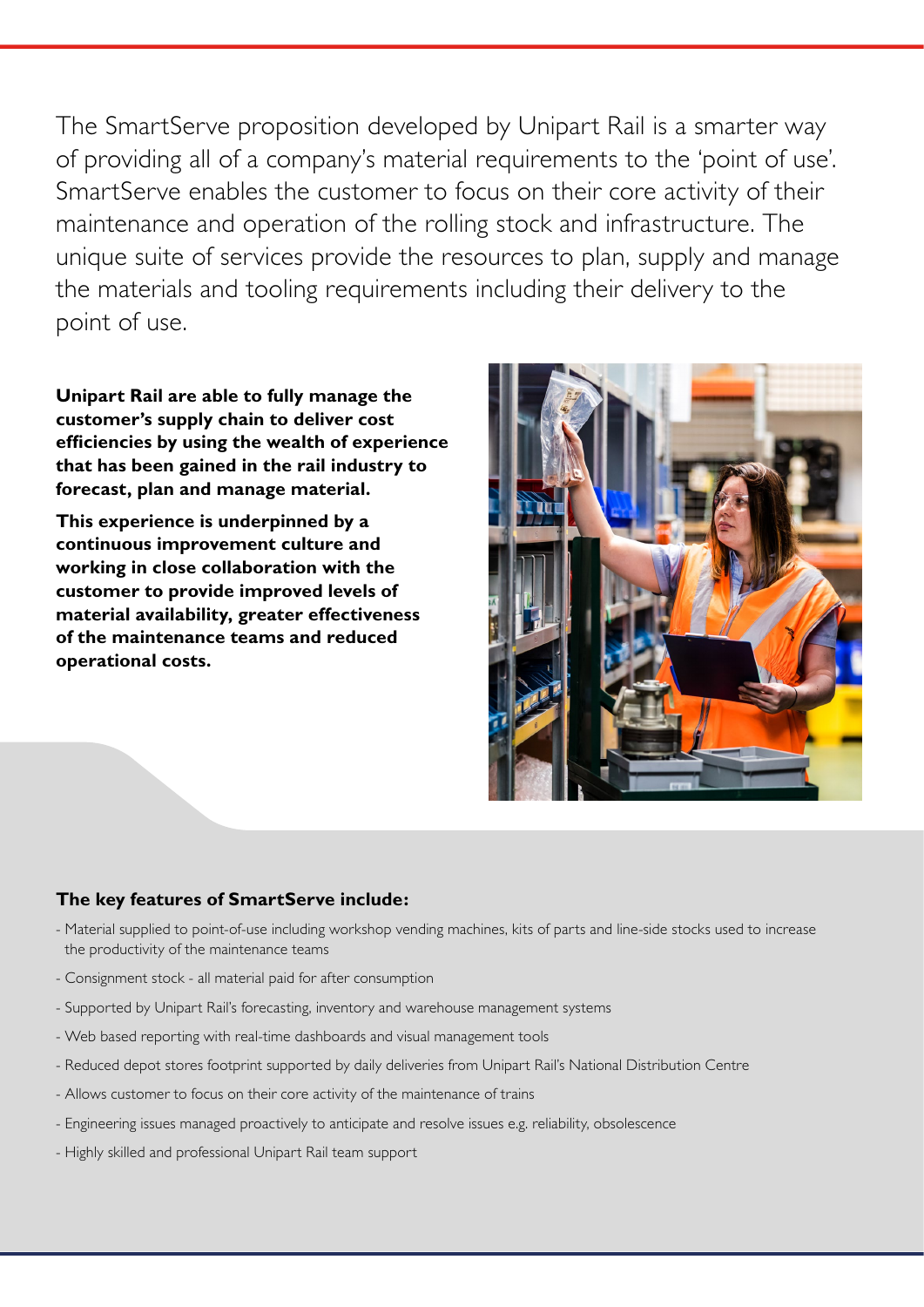The SmartServe proposition developed by Unipart Rail is a smarter way of providing all of a company's material requirements to the 'point of use'. SmartServe enables the customer to focus on their core activity of their maintenance and operation of the rolling stock and infrastructure. The unique suite of services provide the resources to plan, supply and manage the materials and tooling requirements including their delivery to the point of use.

**Unipart Rail are able to fully manage the customer's supply chain to deliver cost efficiencies by using the wealth of experience that has been gained in the rail industry to forecast, plan and manage material.**

**This experience is underpinned by a continuous improvement culture and working in close collaboration with the customer to provide improved levels of material availability, greater effectiveness of the maintenance teams and reduced operational costs.**

**The key features of SmartServe include:**

- Material supplied to point-of-use including workshop vending machines, kits of parts and line-side stocks used to increase the productivity of the maintenance teams
- Consignment stock - all material paid for after consumption
- Supported by Unipart Rail's forecasting, inventory and warehouse management systems
- Web based reporting with real-time dashboards and visual management tools
- Reduced depot stores footprint supported by daily deliveries from Unipart Rail's National Distribution Centre
- Allows customer to focus on their core activity of the maintenance of trains
- Engineering issues managed proactively to anticipate and resolve issues e.g. reliability, obsolescence
- Highly skilled and professional Unipart Rail team support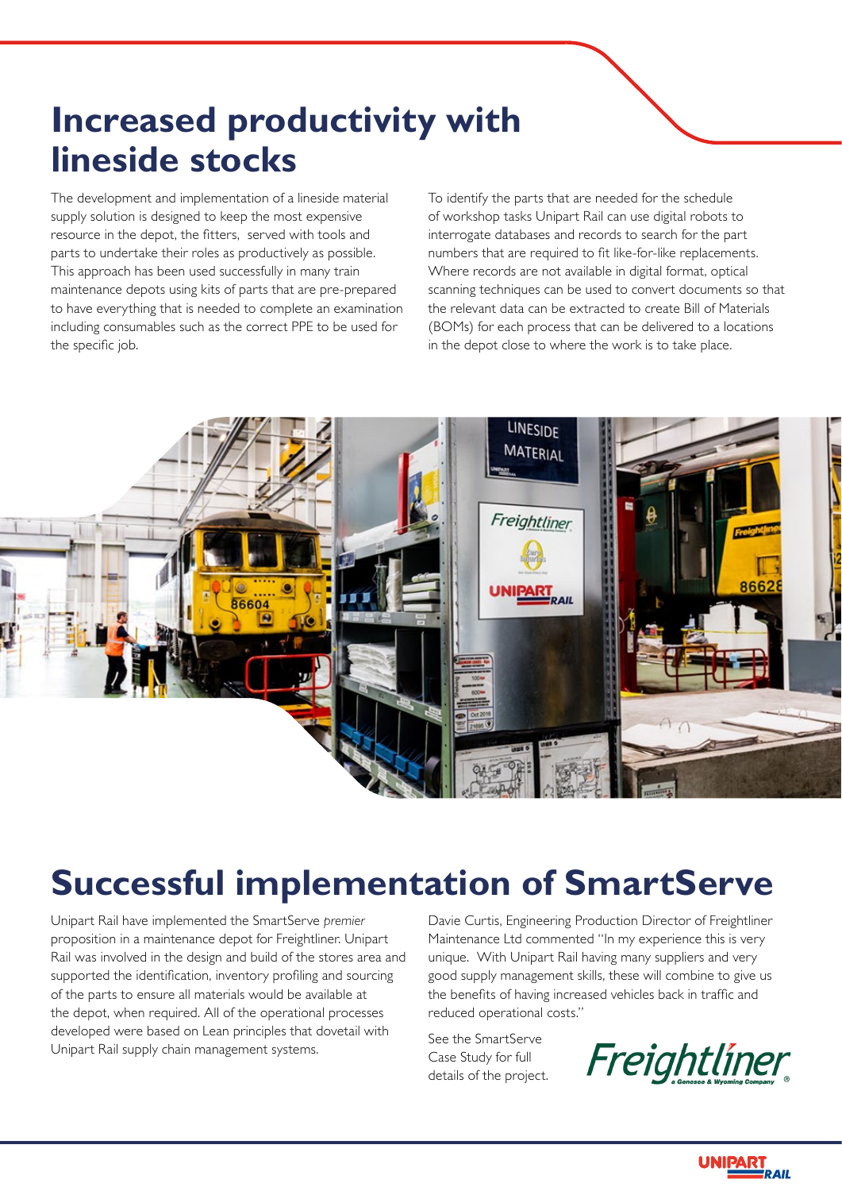# Increased productivity with lineside stocks

The development and implementation of a lineside material supply solution is designed to keep the most expensive resource in the depot, the fitters,  served with tools and parts to undertake their roles as productively as possible. This approach has been used successfully in many train maintenance depots using kits of parts that are pre-prepared to have everything that is needed to complete an examination including consumables such as the correct PPE to be used for the specific job.

To identify the parts that are needed for the schedule of workshop tasks Unipart Rail can use digital robots to interrogate databases and records to search for the part numbers that are required to fit like-for-like replacements. Where records are not available in digital format, optical scanning techniques can be used to convert documents so that the relevant data can be extracted to create Bill of Materials (BOMs) for each process that can be delivered to a locations in the depot close to where the work is to take place.

# Successful implementation of SmartServe

Unipart Rail have implemented the SmartServe *premier* proposition in a maintenance depot for Freightliner. Unipart Rail was involved in the design and build of the stores area and supported the identification, inventory profiling and sourcing of the parts to ensure all materials would be available at the depot, when required. All of the operational processes developed were based on Lean principles that dovetail with Unipart Rail supply chain management systems.

Davie Curtis, Engineering Production Director of Freightliner Maintenance Ltd commented "In my experience this is very unique.  With Unipart Rail having many suppliers and very good supply management skills, these will combine to give us the benefits of having increased vehicles back in traffic and reduced operational costs."

See the SmartServe Case Study for full details of the project.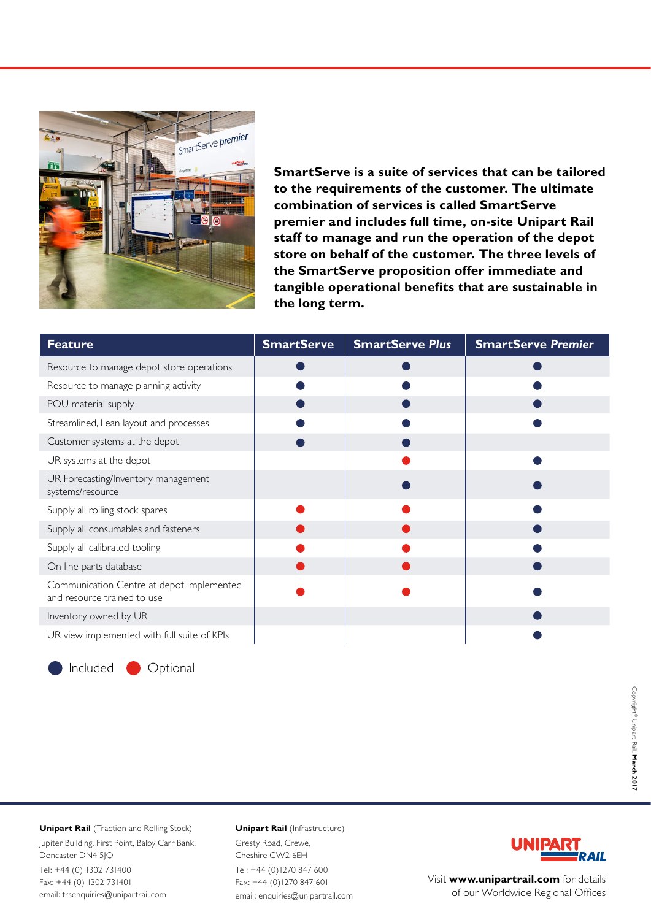**SmartServe is a suite of services that can be tailored to the requirements of the customer. The ultimate combination of services is called SmartServe premier and includes full time, on-site Unipart Rail staff to manage and run the operation of the depot store on behalf of the customer. The three levels of the SmartServe proposition offer immediate and tangible operational benefits that are sustainable in the long term.**

| Feature | SmartServe | SmartServe *Plus* | SmartServe *Premier* |
|---|---|---|---|
| Resource to manage depot store operations | ● Included | ● Included | ● Included |
| Resource to manage planning activity | ● Included | ● Included | ● Included |
| POU material supply | ● Included | ● Included | ● Included |
| Streamlined, Lean layout and processes | ● Included | ● Included | ● Included |
| Customer systems at the depot | ● Included | ● Included | |
| UR systems at the depot | | ● Optional | ● Included |
| UR Forecasting/Inventory management systems/resource | | ● Included | ● Included |
| Supply all rolling stock spares | ● Optional | ● Optional | ● Included |
| Supply all consumables and fasteners | ● Optional | ● Optional | ● Included |
| Supply all calibrated tooling | ● Optional | ● Optional | ● Included |
| On line parts database | ● Optional | ● Optional | ● Included |
| Communication Centre at depot implemented and resource trained to use | ● Optional | ● Optional | ● Included |
| Inventory owned by UR | | | ● Included |
| UR view implemented with full suite of KPIs | | | ● Included |

● Included ● Optional

Copyright© Unipart Rail. **March 2017**

**Unipart Rail** (Traction and Rolling Stock)
Jupiter Building, First Point, Balby Carr Bank,
Doncaster DN4 5JQ
Tel: +44 (0) 1302 731400
Fax: +44 (0) 1302 731401
email: trsenquiries@unipartrail.com

**Unipart Rail** (Infrastructure)
Gresty Road, Crewe,
Cheshire CW2 6EH
Tel: +44 (0)1270 847 600
Fax: +44 (0)1270 847 601
email: enquiries@unipartrail.com

UNIPART RAIL

Visit **www.unipartrail.com** for details of our Worldwide Regional Offices